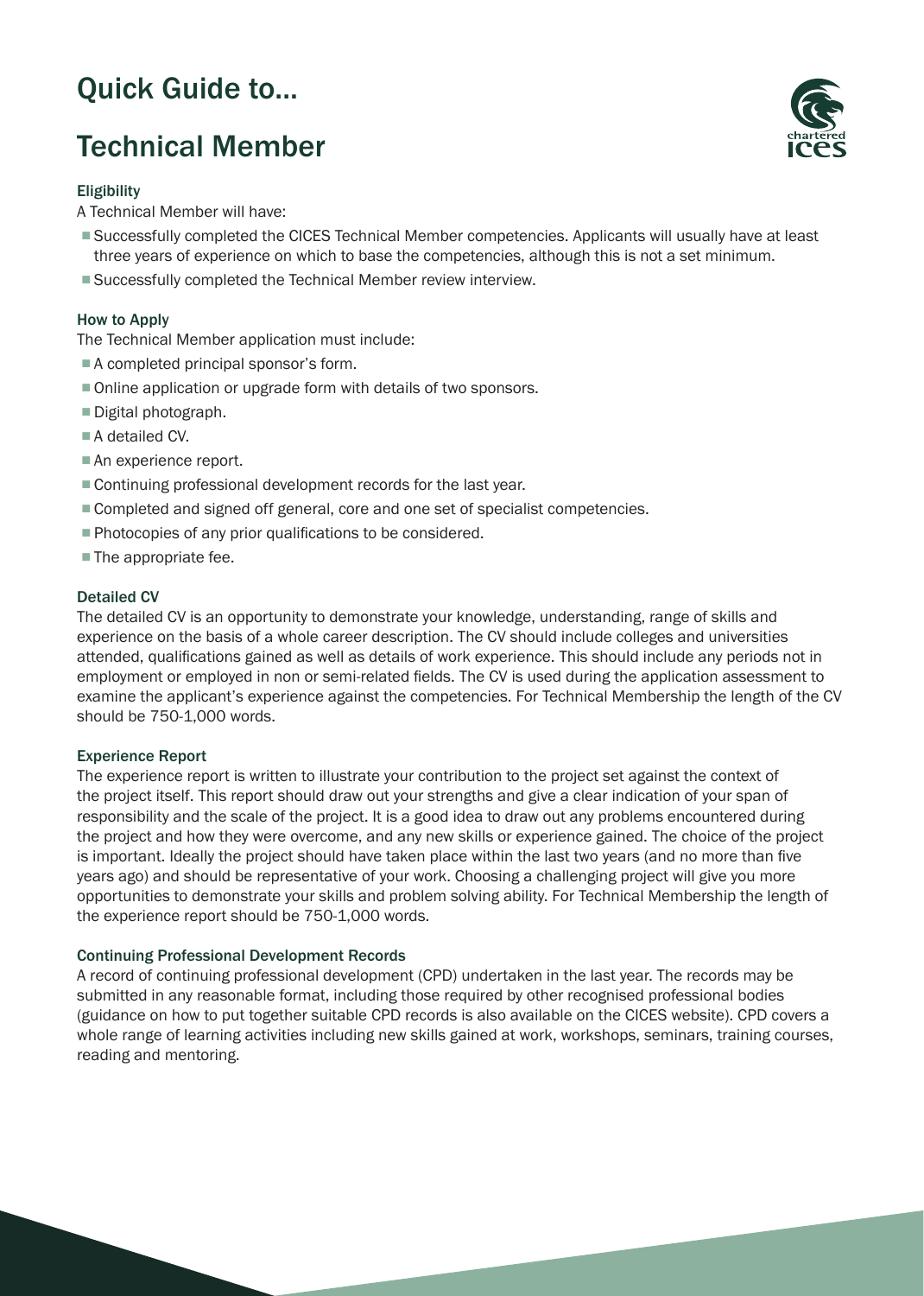# Quick Guide to...

# Technical Member

### Eligibility

A Technical Member will have:

- Successfully completed the CICES Technical Member competencies. Applicants will usually have at least three years of experience on which to base the competencies, although this is not a set minimum.
- Successfully completed the Technical Member review interview.

### How to Apply

The Technical Member application must include:

- A completed principal sponsor's form.
- Online application or upgrade form with details of two sponsors.
- Digital photograph.
- A detailed CV.
- An experience report.
- Continuing professional development records for the last year.
- Completed and signed off general, core and one set of specialist competencies.
- Photocopies of any prior qualifications to be considered.
- The appropriate fee.

### Detailed CV

The detailed CV is an opportunity to demonstrate your knowledge, understanding, range of skills and experience on the basis of a whole career description. The CV should include colleges and universities attended, qualifications gained as well as details of work experience. This should include any periods not in employment or employed in non or semi-related fields. The CV is used during the application assessment to examine the applicant's experience against the competencies. For Technical Membership the length of the CV should be 750-1,000 words.

### Experience Report

The experience report is written to illustrate your contribution to the project set against the context of the project itself. This report should draw out your strengths and give a clear indication of your span of responsibility and the scale of the project. It is a good idea to draw out any problems encountered during the project and how they were overcome, and any new skills or experience gained. The choice of the project is important. Ideally the project should have taken place within the last two years (and no more than five years ago) and should be representative of your work. Choosing a challenging project will give you more opportunities to demonstrate your skills and problem solving ability. For Technical Membership the length of the experience report should be 750-1,000 words.

### Continuing Professional Development Records

A record of continuing professional development (CPD) undertaken in the last year. The records may be submitted in any reasonable format, including those required by other recognised professional bodies (guidance on how to put together suitable CPD records is also available on the CICES website). CPD covers a whole range of learning activities including new skills gained at work, workshops, seminars, training courses, reading and mentoring.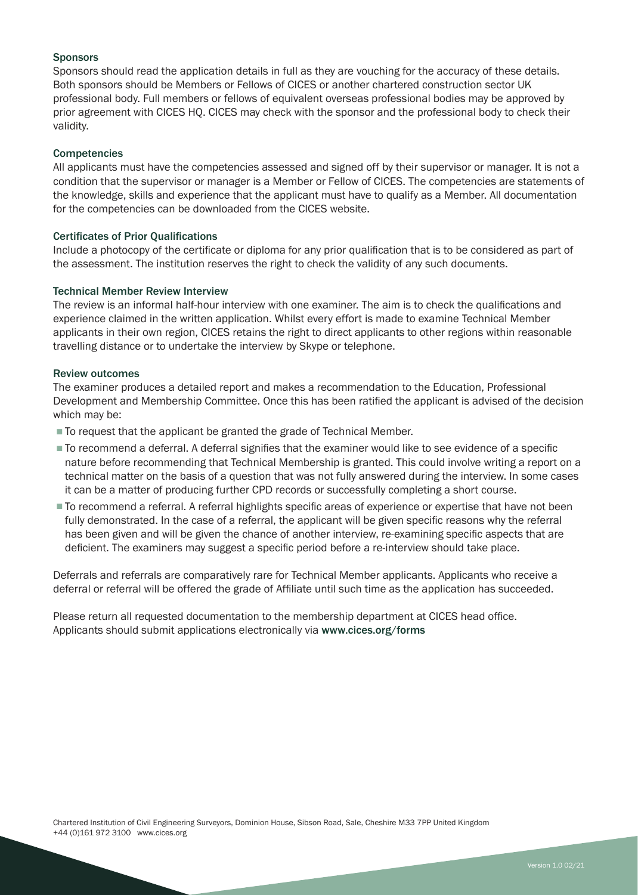## Sponsors

Sponsors should read the application details in full as they are vouching for the accuracy of these details. Both sponsors should be Members or Fellows of CICES or another chartered construction sector UK professional body. Full members or fellows of equivalent overseas professional bodies may be approved by prior agreement with CICES HQ. CICES may check with the sponsor and the professional body to check their validity.

## Competencies

All applicants must have the competencies assessed and signed off by their supervisor or manager. It is not a condition that the supervisor or manager is a Member or Fellow of CICES. The competencies are statements of the knowledge, skills and experience that the applicant must have to qualify as a Member. All documentation for the competencies can be downloaded from the CICES website.

## Certificates of Prior Qualifications

Include a photocopy of the certificate or diploma for any prior qualification that is to be considered as part of the assessment. The institution reserves the right to check the validity of any such documents.

## Technical Member Review Interview

The review is an informal half-hour interview with one examiner. The aim is to check the qualifications and experience claimed in the written application. Whilst every effort is made to examine Technical Member applicants in their own region, CICES retains the right to direct applicants to other regions within reasonable travelling distance or to undertake the interview by Skype or telephone.

## Review outcomes

The examiner produces a detailed report and makes a recommendation to the Education, Professional Development and Membership Committee. Once this has been ratified the applicant is advised of the decision which may be:

- To request that the applicant be granted the grade of Technical Member.
- To recommend a deferral. A deferral signifies that the examiner would like to see evidence of a specific nature before recommending that Technical Membership is granted. This could involve writing a report on a technical matter on the basis of a question that was not fully answered during the interview. In some cases it can be a matter of producing further CPD records or successfully completing a short course.
- To recommend a referral. A referral highlights specific areas of experience or expertise that have not been fully demonstrated. In the case of a referral, the applicant will be given specific reasons why the referral has been given and will be given the chance of another interview, re-examining specific aspects that are deficient. The examiners may suggest a specific period before a re-interview should take place.

Deferrals and referrals are comparatively rare for Technical Member applicants. Applicants who receive a deferral or referral will be offered the grade of Affiliate until such time as the application has succeeded.

Please return all requested documentation to the membership department at CICES head office.
Applicants should submit applications electronically via **www.cices.org/forms**

Chartered Institution of Civil Engineering Surveyors, Dominion House, Sibson Road, Sale, Cheshire M33 7PP United Kingdom
+44 (0)161 972 3100 www.cices.org

Version 1.0 02/21